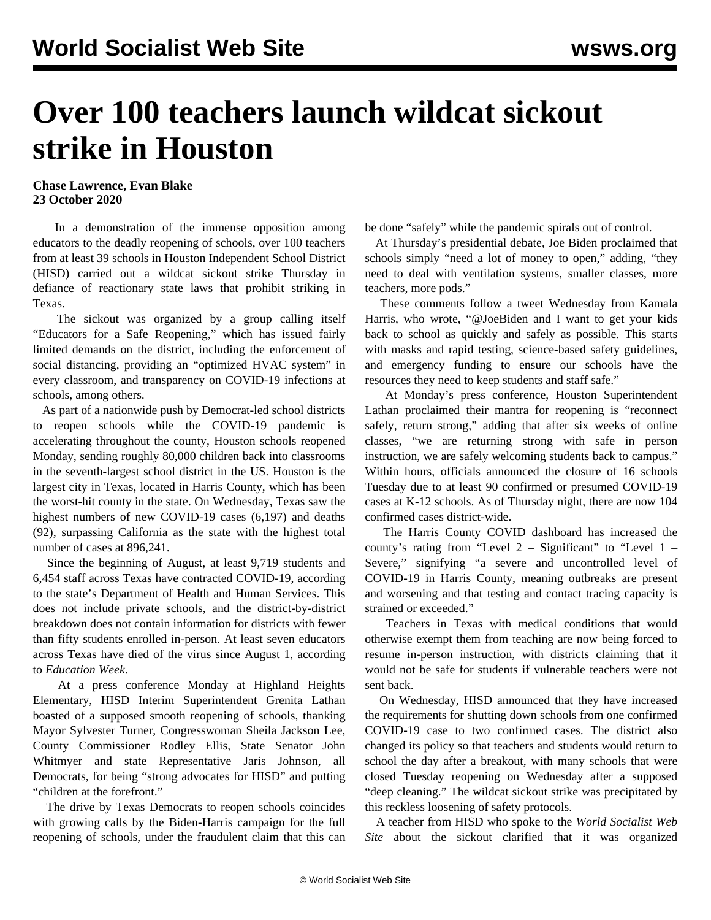# Over 100 teachers launch wildcat sickout strike in Houston

**Chase Lawrence, Evan Blake**
**23 October 2020**

In a demonstration of the immense opposition among educators to the deadly reopening of schools, over 100 teachers from at least 39 schools in Houston Independent School District (HISD) carried out a wildcat sickout strike Thursday in defiance of reactionary state laws that prohibit striking in Texas.

The sickout was organized by a group calling itself "Educators for a Safe Reopening," which has issued fairly limited demands on the district, including the enforcement of social distancing, providing an "optimized HVAC system" in every classroom, and transparency on COVID-19 infections at schools, among others.

As part of a nationwide push by Democrat-led school districts to reopen schools while the COVID-19 pandemic is accelerating throughout the county, Houston schools reopened Monday, sending roughly 80,000 children back into classrooms in the seventh-largest school district in the US. Houston is the largest city in Texas, located in Harris County, which has been the worst-hit county in the state. On Wednesday, Texas saw the highest numbers of new COVID-19 cases (6,197) and deaths (92), surpassing California as the state with the highest total number of cases at 896,241.

Since the beginning of August, at least 9,719 students and 6,454 staff across Texas have contracted COVID-19, according to the state's Department of Health and Human Services. This does not include private schools, and the district-by-district breakdown does not contain information for districts with fewer than fifty students enrolled in-person. At least seven educators across Texas have died of the virus since August 1, according to *Education Week*.

At a press conference Monday at Highland Heights Elementary, HISD Interim Superintendent Grenita Lathan boasted of a supposed smooth reopening of schools, thanking Mayor Sylvester Turner, Congresswoman Sheila Jackson Lee, County Commissioner Rodley Ellis, State Senator John Whitmyer and state Representative Jaris Johnson, all Democrats, for being "strong advocates for HISD" and putting "children at the forefront."

The drive by Texas Democrats to reopen schools coincides with growing calls by the Biden-Harris campaign for the full reopening of schools, under the fraudulent claim that this can be done "safely" while the pandemic spirals out of control.

At Thursday's presidential debate, Joe Biden proclaimed that schools simply "need a lot of money to open," adding, "they need to deal with ventilation systems, smaller classes, more teachers, more pods."

These comments follow a tweet Wednesday from Kamala Harris, who wrote, "@JoeBiden and I want to get your kids back to school as quickly and safely as possible. This starts with masks and rapid testing, science-based safety guidelines, and emergency funding to ensure our schools have the resources they need to keep students and staff safe."

At Monday's press conference, Houston Superintendent Lathan proclaimed their mantra for reopening is "reconnect safely, return strong," adding that after six weeks of online classes, "we are returning strong with safe in person instruction, we are safely welcoming students back to campus." Within hours, officials announced the closure of 16 schools Tuesday due to at least 90 confirmed or presumed COVID-19 cases at K-12 schools. As of Thursday night, there are now 104 confirmed cases district-wide.

The Harris County COVID dashboard has increased the county's rating from "Level 2 – Significant" to "Level 1 – Severe," signifying "a severe and uncontrolled level of COVID-19 in Harris County, meaning outbreaks are present and worsening and that testing and contact tracing capacity is strained or exceeded."

Teachers in Texas with medical conditions that would otherwise exempt them from teaching are now being forced to resume in-person instruction, with districts claiming that it would not be safe for students if vulnerable teachers were not sent back.

On Wednesday, HISD announced that they have increased the requirements for shutting down schools from one confirmed COVID-19 case to two confirmed cases. The district also changed its policy so that teachers and students would return to school the day after a breakout, with many schools that were closed Tuesday reopening on Wednesday after a supposed "deep cleaning." The wildcat sickout strike was precipitated by this reckless loosening of safety protocols.

A teacher from HISD who spoke to the *World Socialist Web Site* about the sickout clarified that it was organized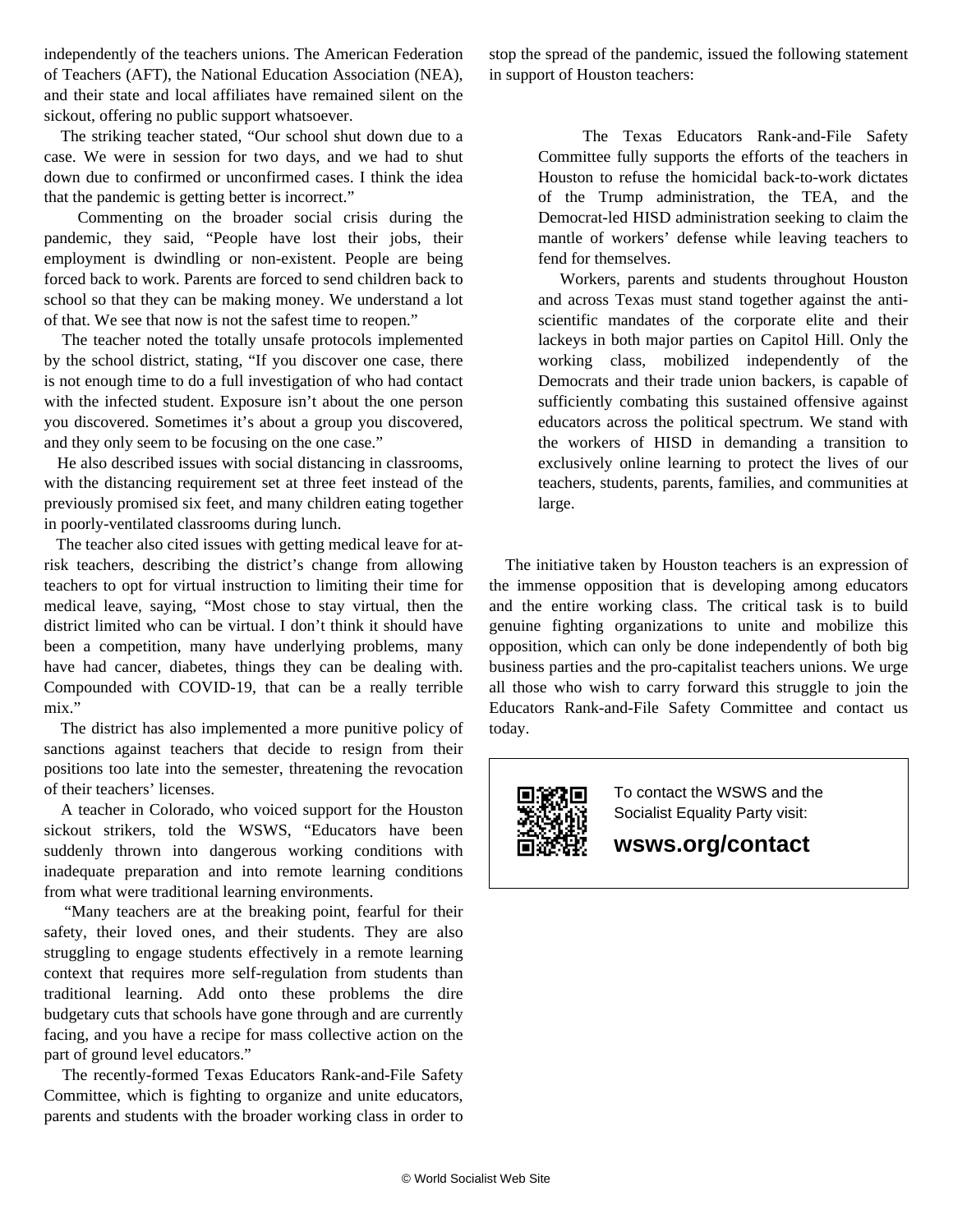independently of the teachers unions. The American Federation of Teachers (AFT), the National Education Association (NEA), and their state and local affiliates have remained silent on the sickout, offering no public support whatsoever.

The striking teacher stated, "Our school shut down due to a case. We were in session for two days, and we had to shut down due to confirmed or unconfirmed cases. I think the idea that the pandemic is getting better is incorrect."

Commenting on the broader social crisis during the pandemic, they said, "People have lost their jobs, their employment is dwindling or non-existent. People are being forced back to work. Parents are forced to send children back to school so that they can be making money. We understand a lot of that. We see that now is not the safest time to reopen."

The teacher noted the totally unsafe protocols implemented by the school district, stating, "If you discover one case, there is not enough time to do a full investigation of who had contact with the infected student. Exposure isn't about the one person you discovered. Sometimes it's about a group you discovered, and they only seem to be focusing on the one case."

He also described issues with social distancing in classrooms, with the distancing requirement set at three feet instead of the previously promised six feet, and many children eating together in poorly-ventilated classrooms during lunch.

The teacher also cited issues with getting medical leave for at-risk teachers, describing the district's change from allowing teachers to opt for virtual instruction to limiting their time for medical leave, saying, "Most chose to stay virtual, then the district limited who can be virtual. I don't think it should have been a competition, many have underlying problems, many have had cancer, diabetes, things they can be dealing with. Compounded with COVID-19, that can be a really terrible mix."

The district has also implemented a more punitive policy of sanctions against teachers that decide to resign from their positions too late into the semester, threatening the revocation of their teachers' licenses.

A teacher in Colorado, who voiced support for the Houston sickout strikers, told the WSWS, "Educators have been suddenly thrown into dangerous working conditions with inadequate preparation and into remote learning conditions from what were traditional learning environments.

"Many teachers are at the breaking point, fearful for their safety, their loved ones, and their students. They are also struggling to engage students effectively in a remote learning context that requires more self-regulation from students than traditional learning. Add onto these problems the dire budgetary cuts that schools have gone through and are currently facing, and you have a recipe for mass collective action on the part of ground level educators."

The recently-formed Texas Educators Rank-and-File Safety Committee, which is fighting to organize and unite educators, parents and students with the broader working class in order to stop the spread of the pandemic, issued the following statement in support of Houston teachers:

> The Texas Educators Rank-and-File Safety Committee fully supports the efforts of the teachers in Houston to refuse the homicidal back-to-work dictates of the Trump administration, the TEA, and the Democrat-led HISD administration seeking to claim the mantle of workers' defense while leaving teachers to fend for themselves.
>
> Workers, parents and students throughout Houston and across Texas must stand together against the anti-scientific mandates of the corporate elite and their lackeys in both major parties on Capitol Hill. Only the working class, mobilized independently of the Democrats and their trade union backers, is capable of sufficiently combating this sustained offensive against educators across the political spectrum. We stand with the workers of HISD in demanding a transition to exclusively online learning to protect the lives of our teachers, students, parents, families, and communities at large.

The initiative taken by Houston teachers is an expression of the immense opposition that is developing among educators and the entire working class. The critical task is to build genuine fighting organizations to unite and mobilize this opposition, which can only be done independently of both big business parties and the pro-capitalist teachers unions. We urge all those who wish to carry forward this struggle to join the Educators Rank-and-File Safety Committee and contact us today.

To contact the WSWS and the Socialist Equality Party visit:

**wsws.org/contact**